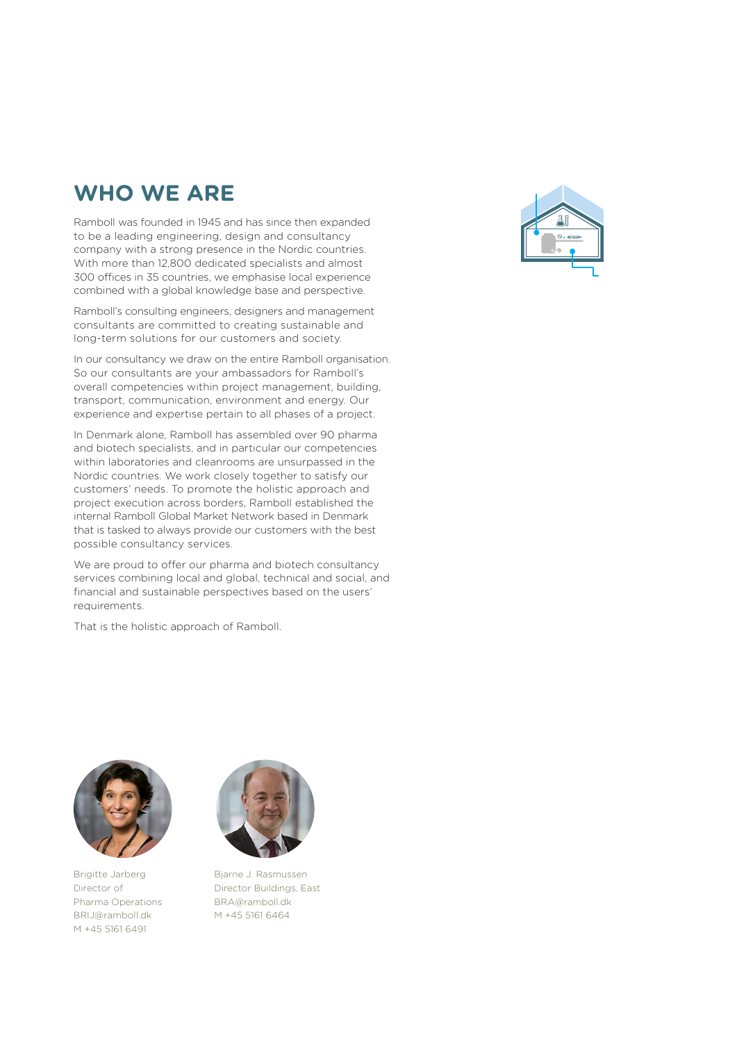# WHO WE ARE

Ramboll was founded in 1945 and has since then expanded to be a leading engineering, design and consultancy company with a strong presence in the Nordic countries. With more than 12,800 dedicated specialists and almost 300 offices in 35 countries, we emphasise local experience combined with a global knowledge base and perspective.

Ramboll's consulting engineers, designers and management consultants are committed to creating sustainable and long-term solutions for our customers and society.

In our consultancy we draw on the entire Ramboll organisation. So our consultants are your ambassadors for Ramboll's overall competencies within project management, building, transport, communication, environment and energy. Our experience and expertise pertain to all phases of a project.

In Denmark alone, Ramboll has assembled over 90 pharma and biotech specialists, and in particular our competencies within laboratories and cleanrooms are unsurpassed in the Nordic countries. We work closely together to satisfy our customers' needs. To promote the holistic approach and project execution across borders, Ramboll established the internal Ramboll Global Market Network based in Denmark that is tasked to always provide our customers with the best possible consultancy services.

We are proud to offer our pharma and biotech consultancy services combining local and global, technical and social, and financial and sustainable perspectives based on the users' requirements.

That is the holistic approach of Ramboll.

Brigitte Jarberg
Director of
Pharma Operations
BRIJ@ramboll.dk
M +45 5161 6491

Bjarne J. Rasmussen
Director Buildings, East
BRA@ramboll.dk
M +45 5161 6464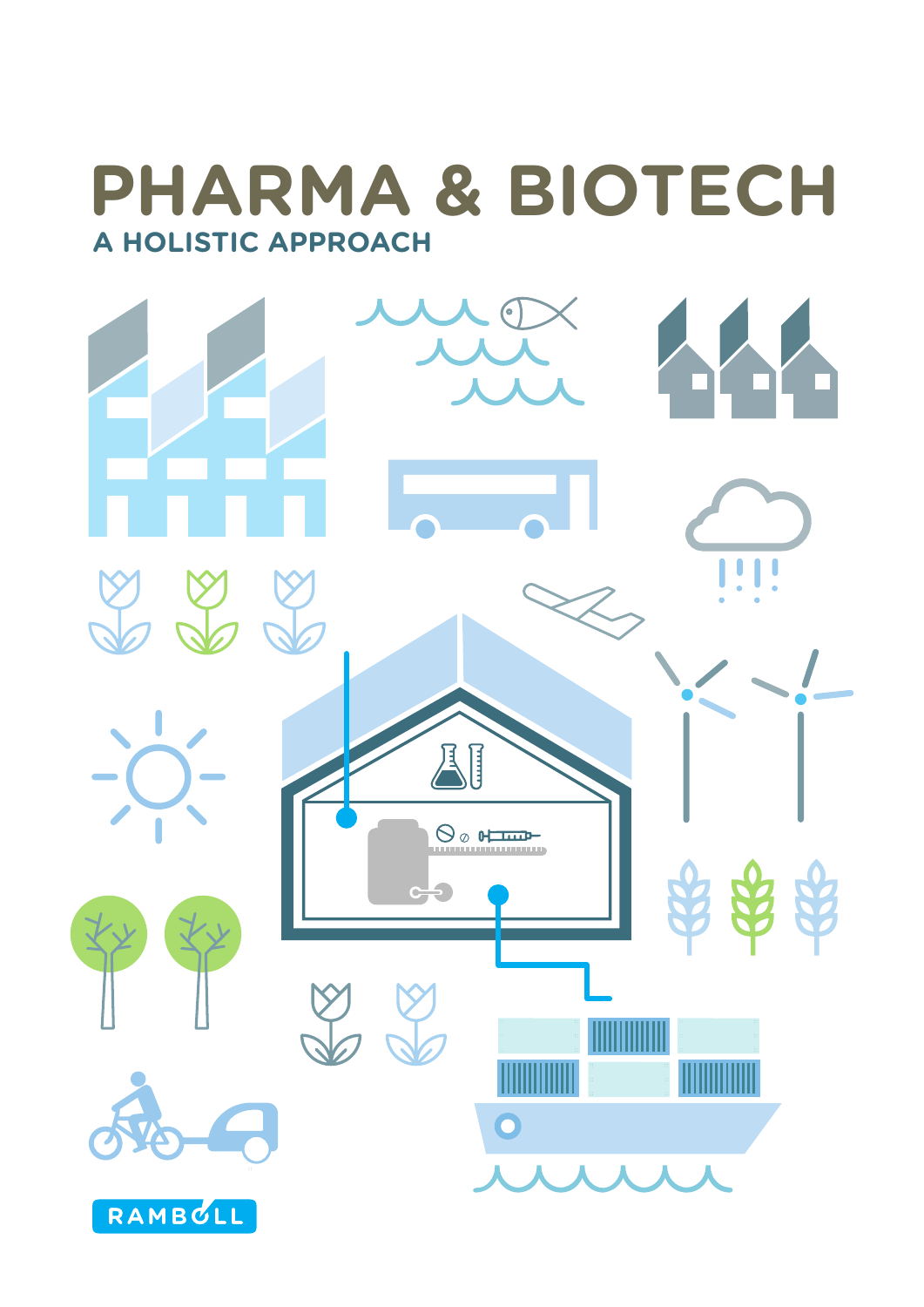# PHARMA & BIOTECH

## A HOLISTIC APPROACH

RAMBØLL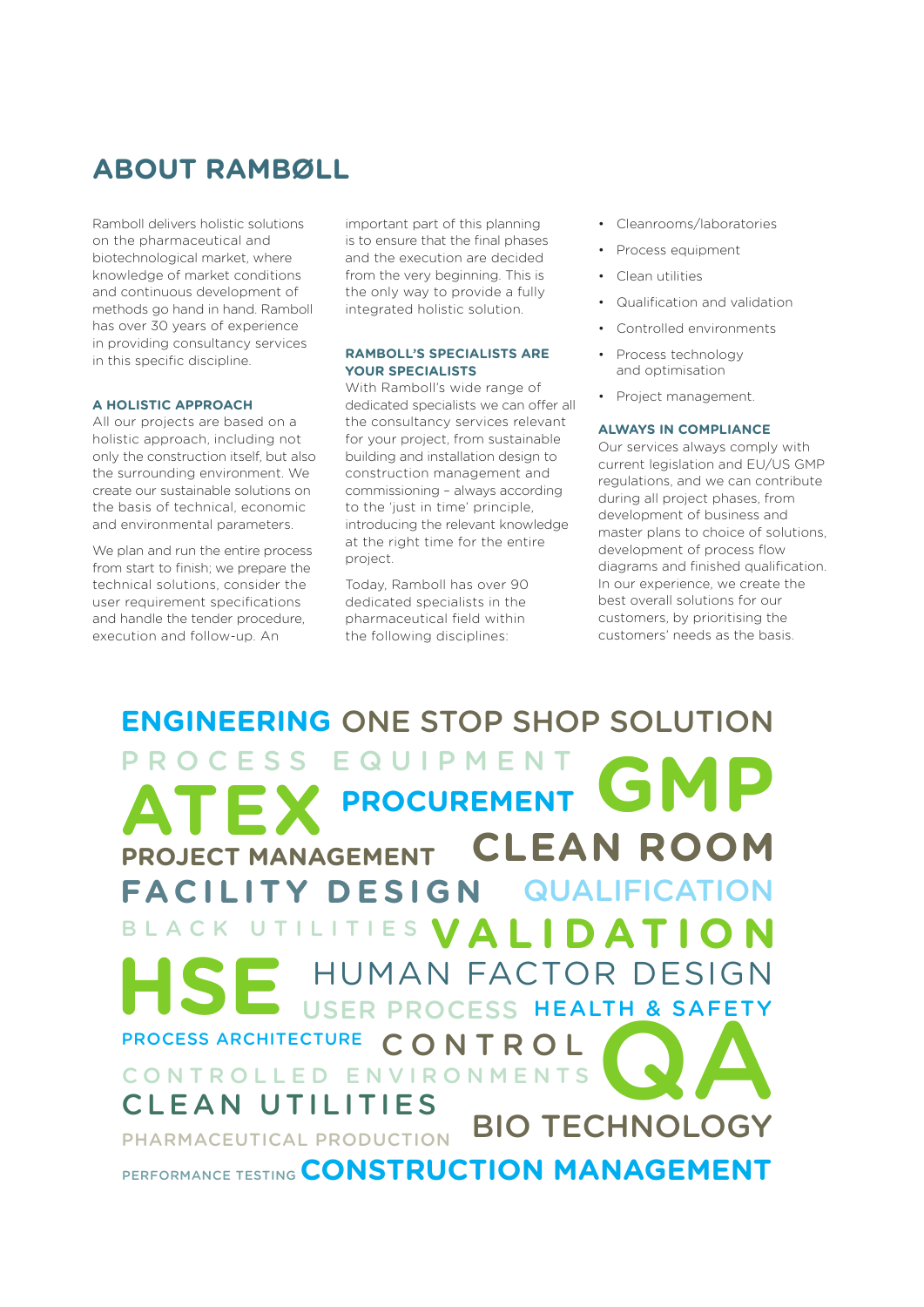# ABOUT RAMBØLL

Ramboll delivers holistic solutions on the pharmaceutical and biotechnological market, where knowledge of market conditions and continuous development of methods go hand in hand. Ramboll has over 30 years of experience in providing consultancy services in this specific discipline.

### A HOLISTIC APPROACH

All our projects are based on a holistic approach, including not only the construction itself, but also the surrounding environment. We create our sustainable solutions on the basis of technical, economic and environmental parameters.

We plan and run the entire process from start to finish; we prepare the technical solutions, consider the user requirement specifications and handle the tender procedure, execution and follow-up. An important part of this planning is to ensure that the final phases and the execution are decided from the very beginning. This is the only way to provide a fully integrated holistic solution.

### RAMBOLL'S SPECIALISTS ARE YOUR SPECIALISTS

With Ramboll's wide range of dedicated specialists we can offer all the consultancy services relevant for your project, from sustainable building and installation design to construction management and commissioning – always according to the 'just in time' principle, introducing the relevant knowledge at the right time for the entire project.

Today, Ramboll has over 90 dedicated specialists in the pharmaceutical field within the following disciplines:

- Cleanrooms/laboratories
- Process equipment
- Clean utilities
- Qualification and validation
- Controlled environments
- Process technology and optimisation
- Project management.

### ALWAYS IN COMPLIANCE

Our services always comply with current legislation and EU/US GMP regulations, and we can contribute during all project phases, from development of business and master plans to choice of solutions, development of process flow diagrams and finished qualification. In our experience, we create the best overall solutions for our customers, by prioritising the customers' needs as the basis.

ENGINEERING ONE STOP SHOP SOLUTION
PROCESS EQUIPMENT GMP
ATEX PROCUREMENT
PROJECT MANAGEMENT CLEAN ROOM
FACILITY DESIGN QUALIFICATION
BLACK UTILITIES VALIDATION
HSE HUMAN FACTOR DESIGN
USER PROCESS HEALTH & SAFETY
PROCESS ARCHITECTURE CONTROL QA
CONTROLLED ENVIRONMENTS
CLEAN UTILITIES
PHARMACEUTICAL PRODUCTION BIO TECHNOLOGY
PERFORMANCE TESTING CONSTRUCTION MANAGEMENT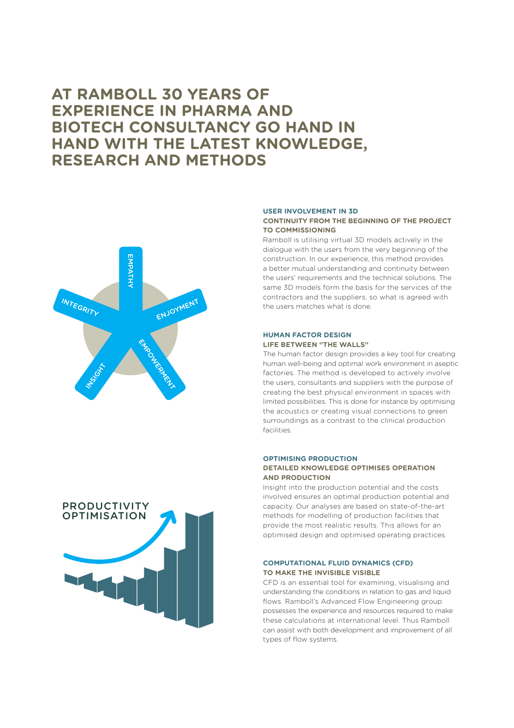# AT RAMBOLL 30 YEARS OF EXPERIENCE IN PHARMA AND BIOTECH CONSULTANCY GO HAND IN HAND WITH THE LATEST KNOWLEDGE, RESEARCH AND METHODS

EMPATHY

INTEGRITY

ENJOYMENT

EMPOWERMENT

INSIGHT

PRODUCTIVITY OPTIMISATION

### USER INVOLVEMENT IN 3D
#### CONTINUITY FROM THE BEGINNING OF THE PROJECT TO COMMISSIONING

Ramboll is utilising virtual 3D models actively in the dialogue with the users from the very beginning of the construction. In our experience, this method provides a better mutual understanding and continuity between the users' requirements and the technical solutions. The same 3D models form the basis for the services of the contractors and the suppliers, so what is agreed with the users matches what is done.

### HUMAN FACTOR DESIGN
#### LIFE BETWEEN "THE WALLS"

The human factor design provides a key tool for creating human well-being and optimal work environment in aseptic factories. The method is developed to actively involve the users, consultants and suppliers with the purpose of creating the best physical environment in spaces with limited possibilities. This is done for instance by optimising the acoustics or creating visual connections to green surroundings as a contrast to the clinical production facilities.

### OPTIMISING PRODUCTION
#### DETAILED KNOWLEDGE OPTIMISES OPERATION AND PRODUCTION

Insight into the production potential and the costs involved ensures an optimal production potential and capacity. Our analyses are based on state-of-the-art methods for modelling of production facilities that provide the most realistic results. This allows for an optimised design and optimised operating practices.

### COMPUTATIONAL FLUID DYNAMICS (CFD)
#### TO MAKE THE INVISIBLE VISIBLE

CFD is an essential tool for examining, visualising and understanding the conditions in relation to gas and liquid flows. Ramboll's Advanced Flow Engineering group possesses the experience and resources required to make these calculations at international level. Thus Ramboll can assist with both development and improvement of all types of flow systems.